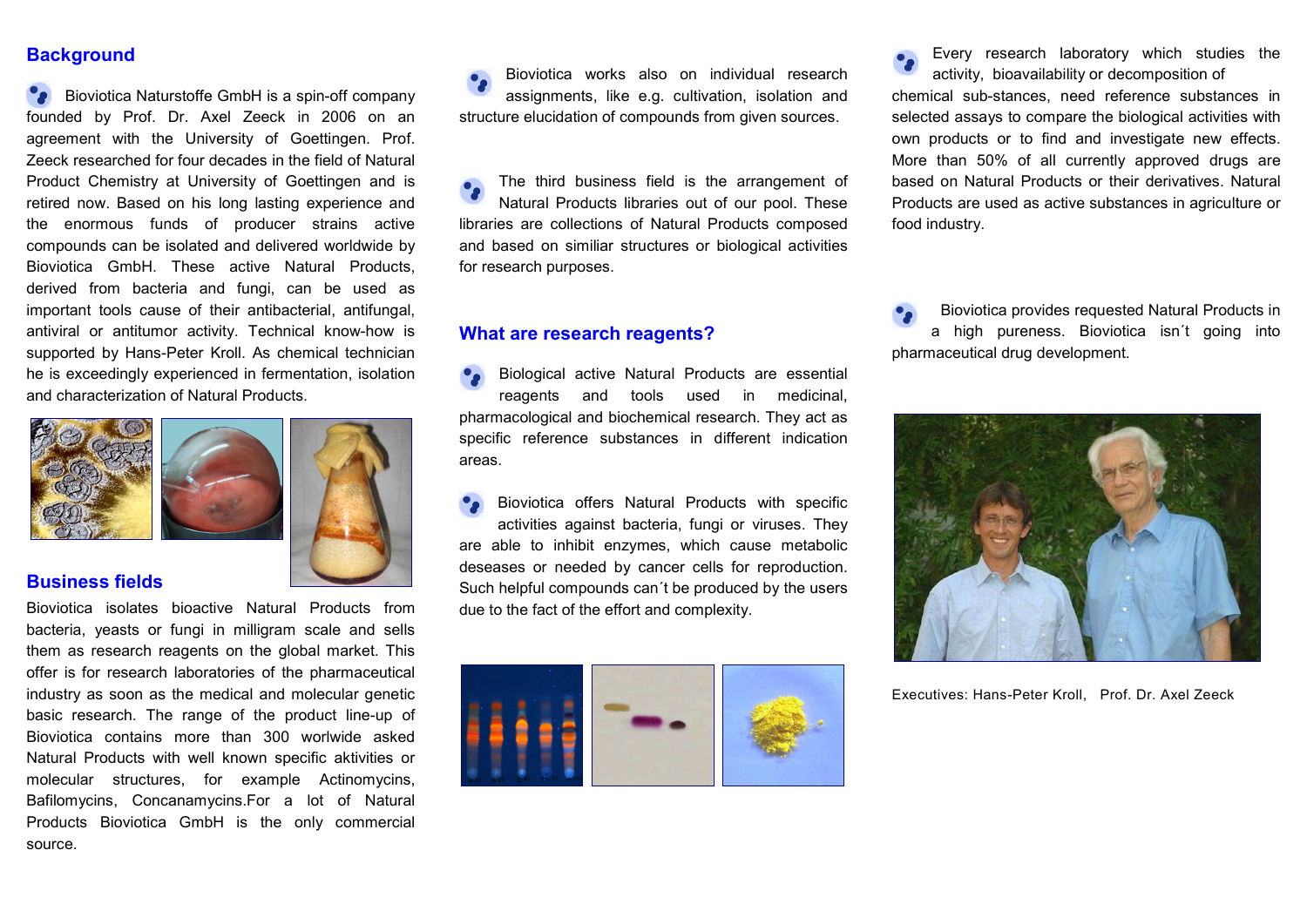## Background

Bioviotica Naturstoffe GmbH is a spin-off company founded by Prof. Dr. Axel Zeeck in 2006 on an agreement with the University of Goettingen. Prof. Zeeck researched for four decades in the field of Natural Product Chemistry at University of Goettingen and is retired now. Based on his long lasting experience and the enormous funds of producer strains active compounds can be isolated and delivered worldwide by Bioviotica GmbH. These active Natural Products, derived from bacteria and fungi, can be used as important tools cause of their antibacterial, antifungal, antiviral or antitumor activity. Technical know-how is supported by Hans-Peter Kroll. As chemical technician he is exceedingly experienced in fermentation, isolation and characterization of Natural Products.

## Business fields

Bioviotica isolates bioactive Natural Products from bacteria, yeasts or fungi in milligram scale and sells them as research reagents on the global market. This offer is for research laboratories of the pharmaceutical industry as soon as the medical and molecular genetic basic research. The range of the product line-up of Bioviotica contains more than 300 worlwide asked Natural Products with well known specific aktivities or molecular structures, for example Actinomycins, Bafilomycins, Concanamycins.For a lot of Natural Products Bioviotica GmbH is the only commercial source.

Bioviotica works also on individual research assignments, like e.g. cultivation, isolation and structure elucidation of compounds from given sources.

The third business field is the arrangement of Natural Products libraries out of our pool. These libraries are collections of Natural Products composed and based on similiar structures or biological activities for research purposes.

## What are research reagents?

Biological active Natural Products are essential reagents and tools used in medicinal, pharmacological and biochemical research. They act as specific reference substances in different indication areas.

Bioviotica offers Natural Products with specific activities against bacteria, fungi or viruses. They are able to inhibit enzymes, which cause metabolic deseases or needed by cancer cells for reproduction. Such helpful compounds can´t be produced by the users due to the fact of the effort and complexity.

Every research laboratory which studies the activity, bioavailability or decomposition of chemical sub-stances, need reference substances in selected assays to compare the biological activities with own products or to find and investigate new effects. More than 50% of all currently approved drugs are based on Natural Products or their derivatives. Natural Products are used as active substances in agriculture or food industry.

Bioviotica provides requested Natural Products in a high pureness. Bioviotica isn´t going into pharmaceutical drug development.

Executives: Hans-Peter Kroll, Prof. Dr. Axel Zeeck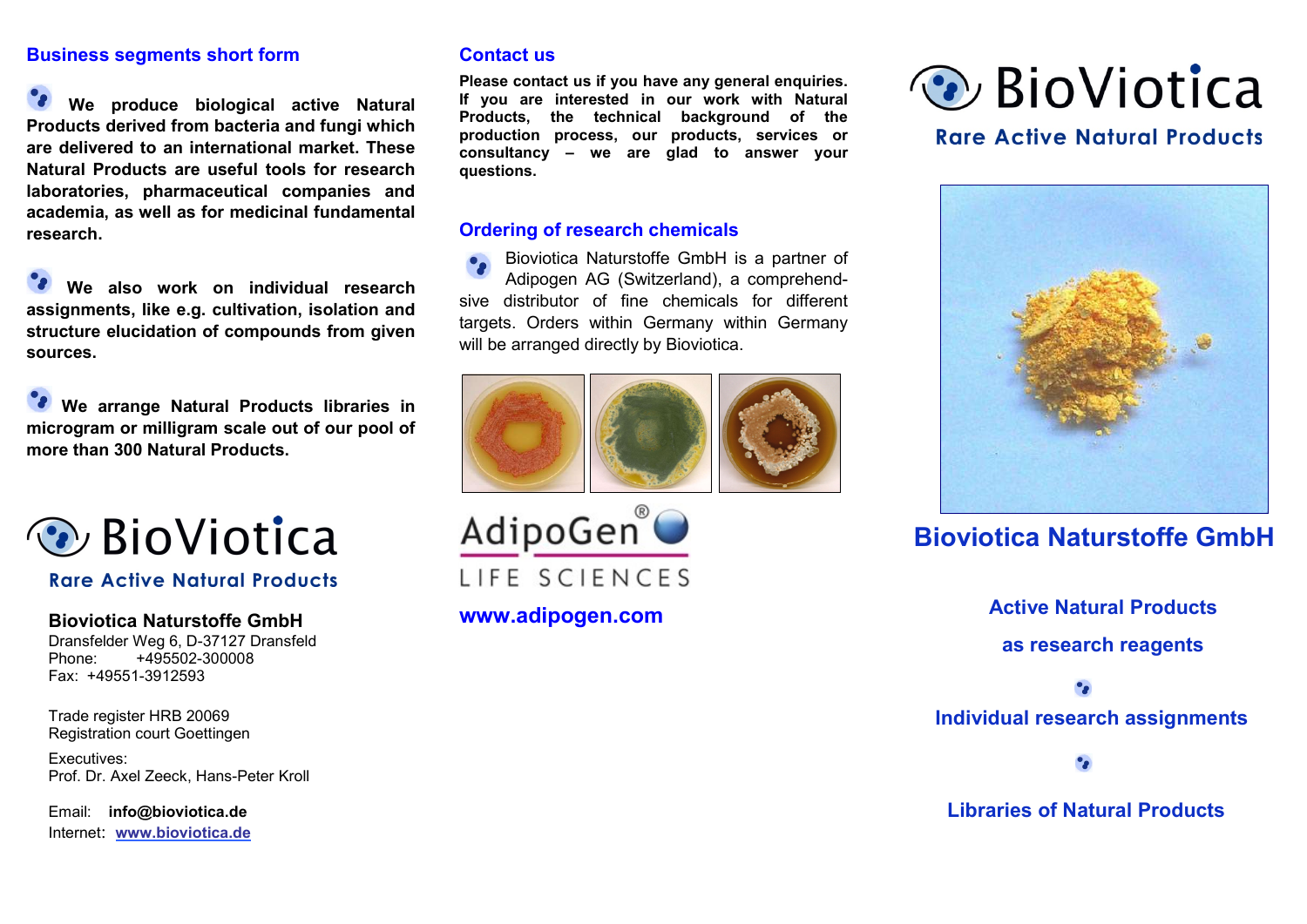## Business segments short form

**We produce biological active Natural Products derived from bacteria and fungi which are delivered to an international market. These Natural Products are useful tools for research laboratories, pharmaceutical companies and academia, as well as for medicinal fundamental research.**

**We also work on individual research assignments, like e.g. cultivation, isolation and structure elucidation of compounds from given sources.**

**We arrange Natural Products libraries in microgram or milligram scale out of our pool of more than 300 Natural Products.**

BioViotica

Rare Active Natural Products

**Bioviotica Naturstoffe GmbH**
Dransfelder Weg 6, D-37127 Dransfeld
Phone: +495502-300008
Fax: +49551-3912593

Trade register HRB 20069
Registration court Goettingen

Executives:
Prof. Dr. Axel Zeeck, Hans-Peter Kroll

Email: **info@bioviotica.de**
Internet: **www.bioviotica.de**

## Contact us

**Please contact us if you have any general enquiries. If you are interested in our work with Natural Products, the technical background of the production process, our products, services or consultancy – we are glad to answer your questions.**

## Ordering of research chemicals

Bioviotica Naturstoffe GmbH is a partner of Adipogen AG (Switzerland), a comprehensive distributor of fine chemicals for different targets. Orders within Germany within Germany will be arranged directly by Bioviotica.

AdipoGen®

LIFE SCIENCES

**www.adipogen.com**

BioViotica

Rare Active Natural Products

## Bioviotica Naturstoffe GmbH

**Active Natural Products**

**as research reagents**

**Individual research assignments**

**Libraries of Natural Products**